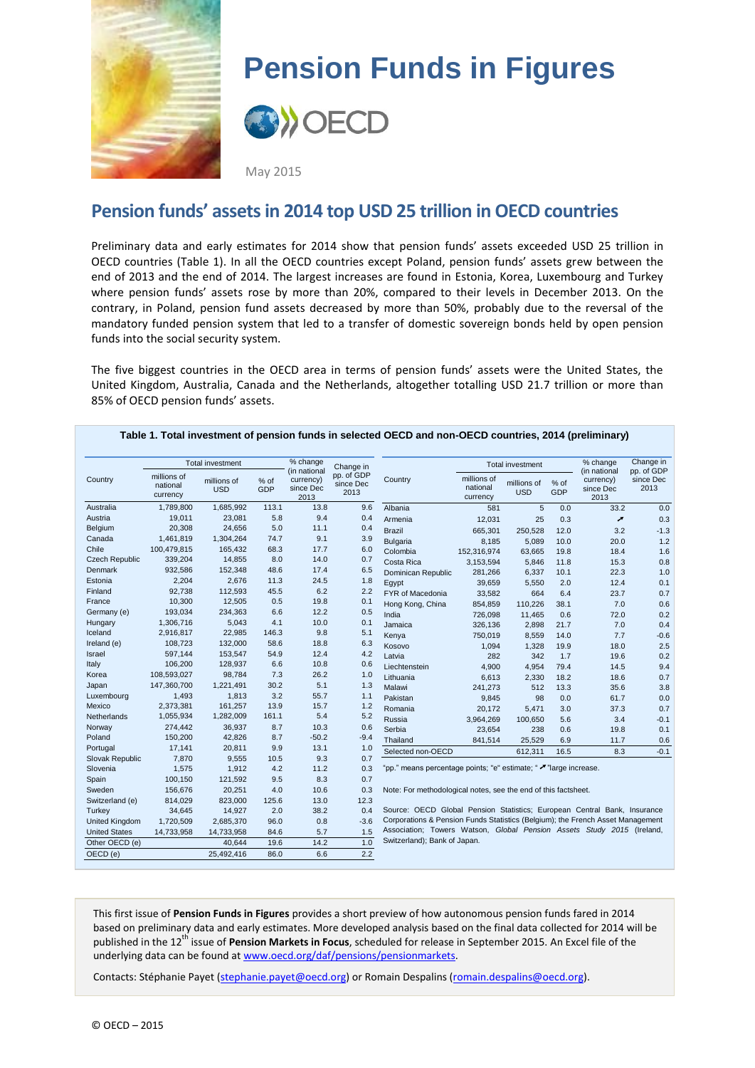# Pension Funds in Figures

OECD

May 2015

## Pension funds' assets in 2014 top USD 25 trillion in OECD countries

Preliminary data and early estimates for 2014 show that pension funds' assets exceeded USD 25 trillion in OECD countries (Table 1). In all the OECD countries except Poland, pension funds' assets grew between the end of 2013 and the end of 2014. The largest increases are found in Estonia, Korea, Luxembourg and Turkey where pension funds' assets rose by more than 20%, compared to their levels in December 2013. On the contrary, in Poland, pension fund assets decreased by more than 50%, probably due to the reversal of the mandatory funded pension system that led to a transfer of domestic sovereign bonds held by open pension funds into the social security system.

The five biggest countries in the OECD area in terms of pension funds' assets were the United States, the United Kingdom, Australia, Canada and the Netherlands, altogether totalling USD 21.7 trillion or more than 85% of OECD pension funds' assets.

**Table 1. Total investment of pension funds in selected OECD and non-OECD countries, 2014 (preliminary)**

| Country | Total investment | | | % change (in national currency) since Dec 2013 | Change in pp. of GDP since Dec 2013 |
|---|---|---|---|---|---|
| | millions of national currency | millions of USD | % of GDP | | |
| Australia | 1,789,800 | 1,685,992 | 113.1 | 13.8 | 9.6 |
| Austria | 19,011 | 23,081 | 5.8 | 9.4 | 0.4 |
| Belgium | 20,308 | 24,656 | 5.0 | 11.1 | 0.4 |
| Canada | 1,461,819 | 1,304,264 | 74.7 | 9.1 | 3.9 |
| Chile | 100,479,815 | 165,432 | 68.3 | 17.7 | 6.0 |
| Czech Republic | 339,204 | 14,855 | 8.0 | 14.0 | 0.7 |
| Denmark | 932,586 | 152,348 | 48.6 | 17.4 | 6.5 |
| Estonia | 2,204 | 2,676 | 11.3 | 24.5 | 1.8 |
| Finland | 92,738 | 112,593 | 45.5 | 6.2 | 2.2 |
| France | 10,300 | 12,505 | 0.5 | 19.8 | 0.1 |
| Germany (e) | 193,034 | 234,363 | 6.6 | 12.2 | 0.5 |
| Hungary | 1,306,716 | 5,043 | 4.1 | 10.0 | 0.1 |
| Iceland | 2,916,817 | 22,985 | 146.3 | 9.8 | 5.1 |
| Ireland (e) | 108,723 | 132,000 | 58.6 | 18.8 | 6.3 |
| Israel | 597,144 | 153,547 | 54.9 | 12.4 | 4.2 |
| Italy | 106,200 | 128,937 | 6.6 | 10.8 | 0.6 |
| Korea | 108,593,027 | 98,784 | 7.3 | 26.2 | 1.0 |
| Japan | 147,360,700 | 1,221,491 | 30.2 | 5.1 | 1.3 |
| Luxembourg | 1,493 | 1,813 | 3.2 | 55.7 | 1.1 |
| Mexico | 2,373,381 | 161,257 | 13.9 | 15.7 | 1.2 |
| Netherlands | 1,055,934 | 1,282,009 | 161.1 | 5.4 | 5.2 |
| Norway | 274,442 | 36,937 | 8.7 | 10.3 | 0.6 |
| Poland | 150,200 | 42,826 | 8.7 | -50.2 | -9.4 |
| Portugal | 17,141 | 20,811 | 9.9 | 13.1 | 1.0 |
| Slovak Republic | 7,870 | 9,555 | 10.5 | 9.3 | 0.7 |
| Slovenia | 1,575 | 1,912 | 4.2 | 11.2 | 0.3 |
| Spain | 100,150 | 121,592 | 9.5 | 8.3 | 0.7 |
| Sweden | 156,676 | 20,251 | 4.0 | 10.6 | 0.3 |
| Switzerland (e) | 814,029 | 823,000 | 125.6 | 13.0 | 12.3 |
| Turkey | 34,645 | 14,927 | 2.0 | 38.2 | 0.4 |
| United Kingdom | 1,720,509 | 2,685,370 | 96.0 | 0.8 | -3.6 |
| United States | 14,733,958 | 14,733,958 | 84.6 | 5.7 | 1.5 |
| Other OECD (e) | | 40,644 | 19.6 | 14.2 | 1.0 |
| OECD (e) | | 25,492,416 | 86.0 | 6.6 | 2.2 |

| Country | Total investment | | | % change (in national currency) since Dec 2013 | Change in pp. of GDP since Dec 2013 |
|---|---|---|---|---|---|
| | millions of national currency | millions of USD | % of GDP | | |
| Albania | 581 | 5 | 0.0 | 33.2 | 0.0 |
| Armenia | 12,031 | 25 | 0.3 | ↗ | 0.3 |
| Brazil | 665,301 | 250,528 | 12.0 | 3.2 | -1.3 |
| Bulgaria | 8,185 | 5,089 | 10.0 | 20.0 | 1.2 |
| Colombia | 152,316,974 | 63,665 | 19.8 | 18.4 | 1.6 |
| Costa Rica | 3,153,594 | 5,846 | 11.8 | 15.3 | 0.8 |
| Dominican Republic | 281,266 | 6,337 | 10.1 | 22.3 | 1.0 |
| Egypt | 39,659 | 5,550 | 2.0 | 12.4 | 0.1 |
| FYR of Macedonia | 33,582 | 664 | 6.4 | 23.7 | 0.7 |
| Hong Kong, China | 854,859 | 110,226 | 38.1 | 7.0 | 0.6 |
| India | 726,098 | 11,465 | 0.6 | 72.0 | 0.2 |
| Jamaica | 326,136 | 2,898 | 21.7 | 7.0 | 0.4 |
| Kenya | 750,019 | 8,559 | 14.0 | 7.7 | -0.6 |
| Kosovo | 1,094 | 1,328 | 19.9 | 18.0 | 2.5 |
| Latvia | 282 | 342 | 1.7 | 19.6 | 0.2 |
| Liechtenstein | 4,900 | 4,954 | 79.4 | 14.5 | 9.4 |
| Lithuania | 6,613 | 2,330 | 18.2 | 18.6 | 0.7 |
| Malawi | 241,273 | 512 | 13.3 | 35.6 | 3.8 |
| Pakistan | 9,845 | 98 | 0.0 | 61.7 | 0.0 |
| Romania | 20,172 | 5,471 | 3.0 | 37.3 | 0.7 |
| Russia | 3,964,269 | 100,650 | 5.6 | 3.4 | -0.1 |
| Serbia | 23,654 | 238 | 0.6 | 19.8 | 0.1 |
| Thailand | 841,514 | 25,529 | 6.9 | 11.7 | 0.6 |
| Selected non-OECD | | 612,311 | 16.5 | 8.3 | -0.1 |

"pp." means percentage points; "e" estimate; "↗" large increase.

Note: For methodological notes, see the end of this factsheet.

Source: OECD Global Pension Statistics; European Central Bank, Insurance Corporations & Pension Funds Statistics (Belgium); the French Asset Management Association; Towers Watson, *Global Pension Assets Study 2015* (Ireland, Switzerland); Bank of Japan.

This first issue of **Pension Funds in Figures** provides a short preview of how autonomous pension funds fared in 2014 based on preliminary data and early estimates. More developed analysis based on the final data collected for 2014 will be published in the 12th issue of **Pension Markets in Focus**, scheduled for release in September 2015. An Excel file of the underlying data can be found at www.oecd.org/daf/pensions/pensionmarkets.

Contacts: Stéphanie Payet (stephanie.payet@oecd.org) or Romain Despalins (romain.despalins@oecd.org).

© OECD – 2015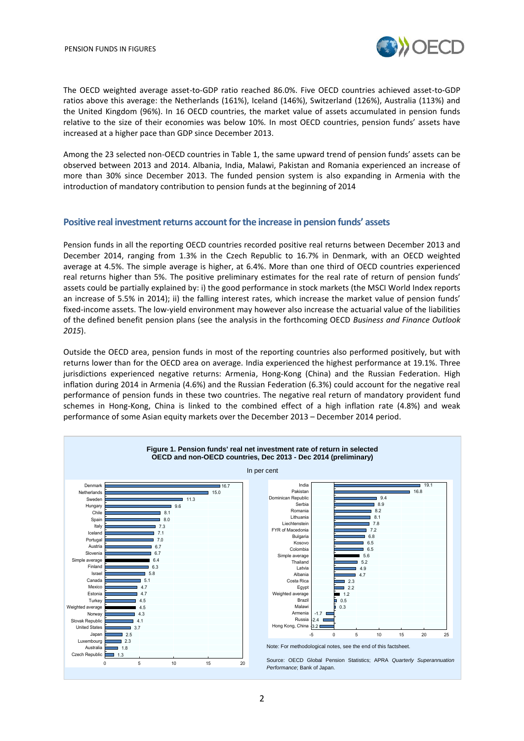The OECD weighted average asset-to-GDP ratio reached 86.0%. Five OECD countries achieved asset-to-GDP ratios above this average: the Netherlands (161%), Iceland (146%), Switzerland (126%), Australia (113%) and the United Kingdom (96%). In 16 OECD countries, the market value of assets accumulated in pension funds relative to the size of their economies was below 10%. In most OECD countries, pension funds' assets have increased at a higher pace than GDP since December 2013.

Among the 23 selected non-OECD countries in Table 1, the same upward trend of pension funds' assets can be observed between 2013 and 2014. Albania, India, Malawi, Pakistan and Romania experienced an increase of more than 30% since December 2013. The funded pension system is also expanding in Armenia with the introduction of mandatory contribution to pension funds at the beginning of 2014

## Positive real investment returns account for the increase in pension funds' assets

Pension funds in all the reporting OECD countries recorded positive real returns between December 2013 and December 2014, ranging from 1.3% in the Czech Republic to 16.7% in Denmark, with an OECD weighted average at 4.5%. The simple average is higher, at 6.4%. More than one third of OECD countries experienced real returns higher than 5%. The positive preliminary estimates for the real rate of return of pension funds' assets could be partially explained by: i) the good performance in stock markets (the MSCI World Index reports an increase of 5.5% in 2014); ii) the falling interest rates, which increase the market value of pension funds' fixed-income assets. The low-yield environment may however also increase the actuarial value of the liabilities of the defined benefit pension plans (see the analysis in the forthcoming OECD *Business and Finance Outlook 2015*).

Outside the OECD area, pension funds in most of the reporting countries also performed positively, but with returns lower than for the OECD area on average. India experienced the highest performance at 19.1%. Three jurisdictions experienced negative returns: Armenia, Hong-Kong (China) and the Russian Federation. High inflation during 2014 in Armenia (4.6%) and the Russian Federation (6.3%) could account for the negative real performance of pension funds in these two countries. The negative real return of mandatory provident fund schemes in Hong-Kong, China is linked to the combined effect of a high inflation rate (4.8%) and weak performance of some Asian equity markets over the December 2013 – December 2014 period.

**Figure 1. Pension funds' real net investment rate of return in selected OECD and non-OECD countries, Dec 2013 - Dec 2014 (preliminary)**

In per cent

| OECD countries | % |
|---|---|
| Denmark | 16.7 |
| Netherlands | 15.0 |
| Sweden | 11.3 |
| Hungary | 9.6 |
| Chile | 8.1 |
| Spain | 8.0 |
| Italy | 7.3 |
| Iceland | 7.1 |
| Portugal | 7.0 |
| Austria | 6.7 |
| Slovenia | 6.7 |
| Simple average | 6.4 |
| Finland | 6.3 |
| Israel | 5.8 |
| Canada | 5.1 |
| Mexico | 4.7 |
| Estonia | 4.7 |
| Turkey | 4.5 |
| Weighted average | 4.5 |
| Norway | 4.3 |
| Slovak Republic | 4.1 |
| United States | 3.7 |
| Japan | 2.5 |
| Luxembourg | 2.3 |
| Australia | 1.8 |
| Czech Republic | 1.3 |

| Non-OECD countries | % |
|---|---|
| India | 19.1 |
| Pakistan | 16.8 |
| Dominican Republic | 9.4 |
| Serbia | 8.9 |
| Romania | 8.2 |
| Lithuania | 8.1 |
| Liechtenstein | 7.8 |
| FYR of Macedonia | 7.2 |
| Bulgaria | 6.8 |
| Kosovo | 6.5 |
| Colombia | 6.5 |
| Simple average | 5.6 |
| Thailand | 5.2 |
| Latvia | 4.9 |
| Albania | 4.7 |
| Costa Rica | 2.3 |
| Egypt | 2.2 |
| Weighted average | 1.2 |
| Brazil | 0.5 |
| Malawi | 0.3 |
| Armenia | -1.7 |
| Russia | -2.4 |
| Hong Kong, China | -3.2 |

Note: For methodological notes, see the end of this factsheet.

Source: OECD Global Pension Statistics; APRA *Quarterly Superannuation Performance*; Bank of Japan.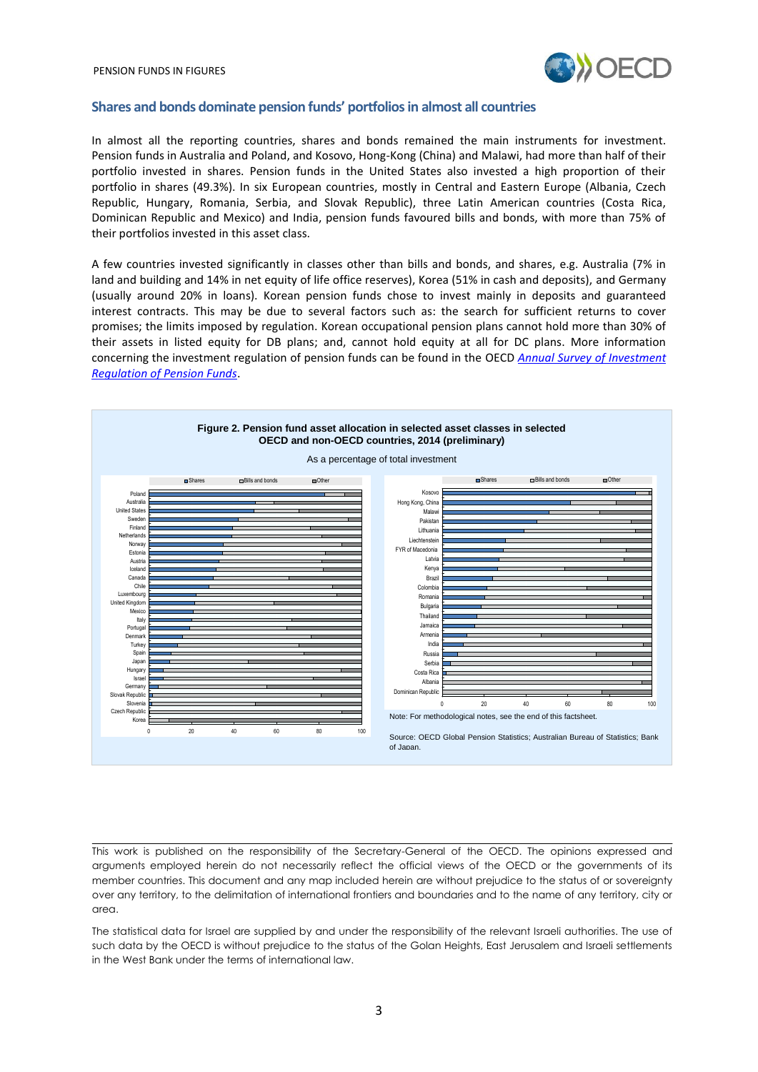## Shares and bonds dominate pension funds' portfolios in almost all countries

In almost all the reporting countries, shares and bonds remained the main instruments for investment. Pension funds in Australia and Poland, and Kosovo, Hong-Kong (China) and Malawi, had more than half of their portfolio invested in shares. Pension funds in the United States also invested a high proportion of their portfolio in shares (49.3%). In six European countries, mostly in Central and Eastern Europe (Albania, Czech Republic, Hungary, Romania, Serbia, and Slovak Republic), three Latin American countries (Costa Rica, Dominican Republic and Mexico) and India, pension funds favoured bills and bonds, with more than 75% of their portfolios invested in this asset class.

A few countries invested significantly in classes other than bills and bonds, and shares, e.g. Australia (7% in land and building and 14% in net equity of life office reserves), Korea (51% in cash and deposits), and Germany (usually around 20% in loans). Korean pension funds chose to invest mainly in deposits and guaranteed interest contracts. This may be due to several factors such as: the search for sufficient returns to cover promises; the limits imposed by regulation. Korean occupational pension plans cannot hold more than 30% of their assets in listed equity for DB plans; and, cannot hold equity at all for DC plans. More information concerning the investment regulation of pension funds can be found in the OECD *Annual Survey of Investment Regulation of Pension Funds*.

**Figure 2. Pension fund asset allocation in selected asset classes in selected OECD and non-OECD countries, 2014 (preliminary)**

As a percentage of total investment

Note: For methodological notes, see the end of this factsheet.

Source: OECD Global Pension Statistics; Australian Bureau of Statistics; Bank of Japan.

---

This work is published on the responsibility of the Secretary-General of the OECD. The opinions expressed and arguments employed herein do not necessarily reflect the official views of the OECD or the governments of its member countries. This document and any map included herein are without prejudice to the status of or sovereignty over any territory, to the delimitation of international frontiers and boundaries and to the name of any territory, city or area.

The statistical data for Israel are supplied by and under the responsibility of the relevant Israeli authorities. The use of such data by the OECD is without prejudice to the status of the Golan Heights, East Jerusalem and Israeli settlements in the West Bank under the terms of international law.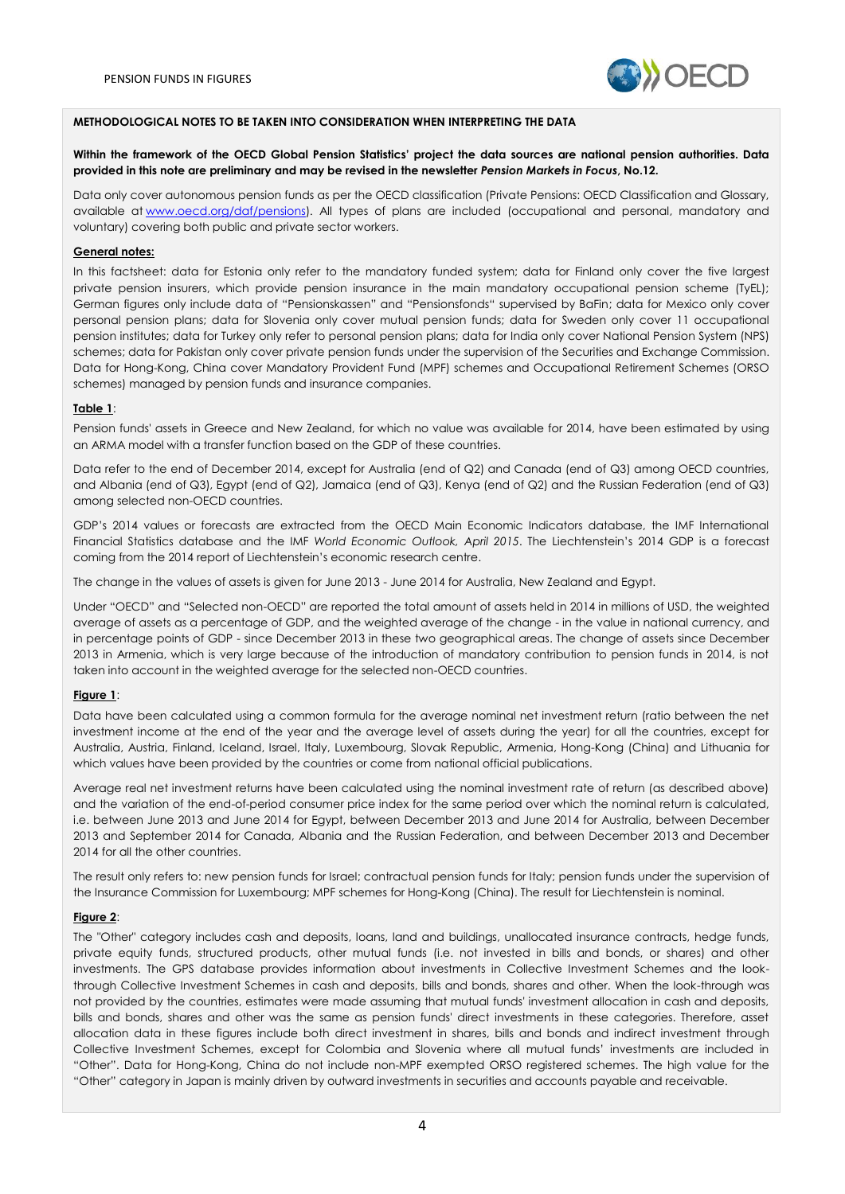**METHODOLOGICAL NOTES TO BE TAKEN INTO CONSIDERATION WHEN INTERPRETING THE DATA**

**Within the framework of the OECD Global Pension Statistics' project the data sources are national pension authorities. Data provided in this note are preliminary and may be revised in the newsletter *Pension Markets in Focus*, No.12.**

Data only cover autonomous pension funds as per the OECD classification (Private Pensions: OECD Classification and Glossary, available at www.oecd.org/daf/pensions). All types of plans are included (occupational and personal, mandatory and voluntary) covering both public and private sector workers.

**General notes:**

In this factsheet: data for Estonia only refer to the mandatory funded system; data for Finland only cover the five largest private pension insurers, which provide pension insurance in the main mandatory occupational pension scheme (TyEL); German figures only include data of "Pensionskassen" and "Pensionsfonds" supervised by BaFin; data for Mexico only cover personal pension plans; data for Slovenia only cover mutual pension funds; data for Sweden only cover 11 occupational pension institutes; data for Turkey only refer to personal pension plans; data for India only cover National Pension System (NPS) schemes; data for Pakistan only cover private pension funds under the supervision of the Securities and Exchange Commission. Data for Hong-Kong, China cover Mandatory Provident Fund (MPF) schemes and Occupational Retirement Schemes (ORSO schemes) managed by pension funds and insurance companies.

**Table 1**:

Pension funds' assets in Greece and New Zealand, for which no value was available for 2014, have been estimated by using an ARMA model with a transfer function based on the GDP of these countries.

Data refer to the end of December 2014, except for Australia (end of Q2) and Canada (end of Q3) among OECD countries, and Albania (end of Q3), Egypt (end of Q2), Jamaica (end of Q3), Kenya (end of Q2) and the Russian Federation (end of Q3) among selected non-OECD countries.

GDP's 2014 values or forecasts are extracted from the OECD Main Economic Indicators database, the IMF International Financial Statistics database and the IMF *World Economic Outlook, April 2015*. The Liechtenstein's 2014 GDP is a forecast coming from the 2014 report of Liechtenstein's economic research centre.

The change in the values of assets is given for June 2013 - June 2014 for Australia, New Zealand and Egypt.

Under "OECD" and "Selected non-OECD" are reported the total amount of assets held in 2014 in millions of USD, the weighted average of assets as a percentage of GDP, and the weighted average of the change - in the value in national currency, and in percentage points of GDP - since December 2013 in these two geographical areas. The change of assets since December 2013 in Armenia, which is very large because of the introduction of mandatory contribution to pension funds in 2014, is not taken into account in the weighted average for the selected non-OECD countries.

**Figure 1**:

Data have been calculated using a common formula for the average nominal net investment return (ratio between the net investment income at the end of the year and the average level of assets during the year) for all the countries, except for Australia, Austria, Finland, Iceland, Israel, Italy, Luxembourg, Slovak Republic, Armenia, Hong-Kong (China) and Lithuania for which values have been provided by the countries or come from national official publications.

Average real net investment returns have been calculated using the nominal investment rate of return (as described above) and the variation of the end-of-period consumer price index for the same period over which the nominal return is calculated, i.e. between June 2013 and June 2014 for Egypt, between December 2013 and June 2014 for Australia, between December 2013 and September 2014 for Canada, Albania and the Russian Federation, and between December 2013 and December 2014 for all the other countries.

The result only refers to: new pension funds for Israel; contractual pension funds for Italy; pension funds under the supervision of the Insurance Commission for Luxembourg; MPF schemes for Hong-Kong (China). The result for Liechtenstein is nominal.

**Figure 2**:

The "Other" category includes cash and deposits, loans, land and buildings, unallocated insurance contracts, hedge funds, private equity funds, structured products, other mutual funds (i.e. not invested in bills and bonds, or shares) and other investments. The GPS database provides information about investments in Collective Investment Schemes and the look-through Collective Investment Schemes in cash and deposits, bills and bonds, shares and other. When the look-through was not provided by the countries, estimates were made assuming that mutual funds' investment allocation in cash and deposits, bills and bonds, shares and other was the same as pension funds' direct investments in these categories. Therefore, asset allocation data in these figures include both direct investment in shares, bills and bonds and indirect investment through Collective Investment Schemes, except for Colombia and Slovenia where all mutual funds' investments are included in "Other". Data for Hong-Kong, China do not include non-MPF exempted ORSO registered schemes. The high value for the "Other" category in Japan is mainly driven by outward investments in securities and accounts payable and receivable.